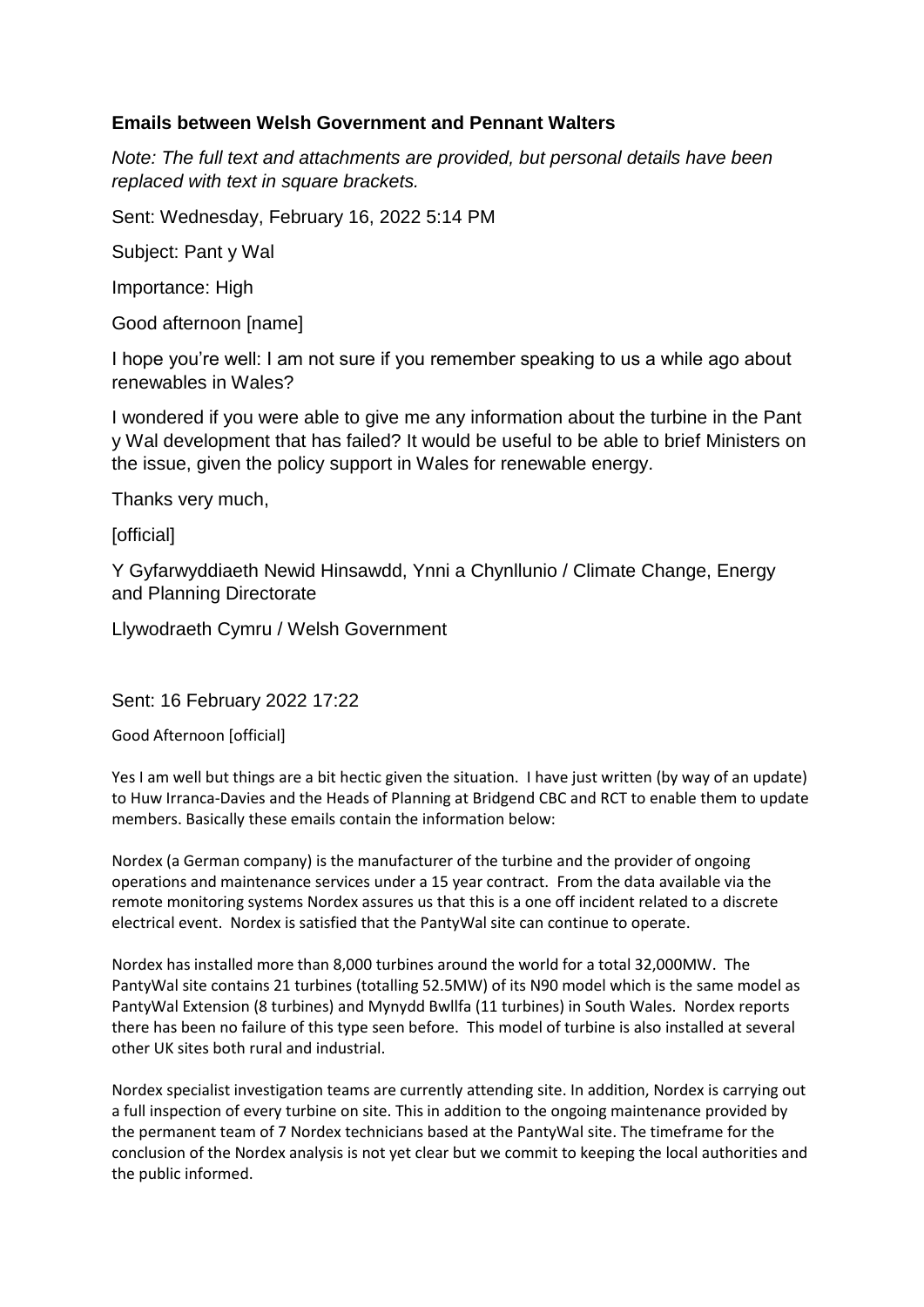**Emails between Welsh Government and Pennant Walters**

*Note: The full text and attachments are provided, but personal details have been replaced with text in square brackets.*

Sent: Wednesday, February 16, 2022 5:14 PM

Subject: Pant y Wal

Importance: High

Good afternoon [name]

I hope you're well: I am not sure if you remember speaking to us a while ago about renewables in Wales?

I wondered if you were able to give me any information about the turbine in the Pant y Wal development that has failed? It would be useful to be able to brief Ministers on the issue, given the policy support in Wales for renewable energy.

Thanks very much,

[official]

Y Gyfarwyddiaeth Newid Hinsawdd, Ynni a Chynllunio / Climate Change, Energy and Planning Directorate

Llywodraeth Cymru / Welsh Government

Sent: 16 February 2022 17:22

Good Afternoon [official]

Yes I am well but things are a bit hectic given the situation. I have just written (by way of an update) to Huw Irranca-Davies and the Heads of Planning at Bridgend CBC and RCT to enable them to update members. Basically these emails contain the information below:

Nordex (a German company) is the manufacturer of the turbine and the provider of ongoing operations and maintenance services under a 15 year contract. From the data available via the remote monitoring systems Nordex assures us that this is a one off incident related to a discrete electrical event. Nordex is satisfied that the PantyWal site can continue to operate.

Nordex has installed more than 8,000 turbines around the world for a total 32,000MW. The PantyWal site contains 21 turbines (totalling 52.5MW) of its N90 model which is the same model as PantyWal Extension (8 turbines) and Mynydd Bwllfa (11 turbines) in South Wales. Nordex reports there has been no failure of this type seen before. This model of turbine is also installed at several other UK sites both rural and industrial.

Nordex specialist investigation teams are currently attending site. In addition, Nordex is carrying out a full inspection of every turbine on site. This in addition to the ongoing maintenance provided by the permanent team of 7 Nordex technicians based at the PantyWal site. The timeframe for the conclusion of the Nordex analysis is not yet clear but we commit to keeping the local authorities and the public informed.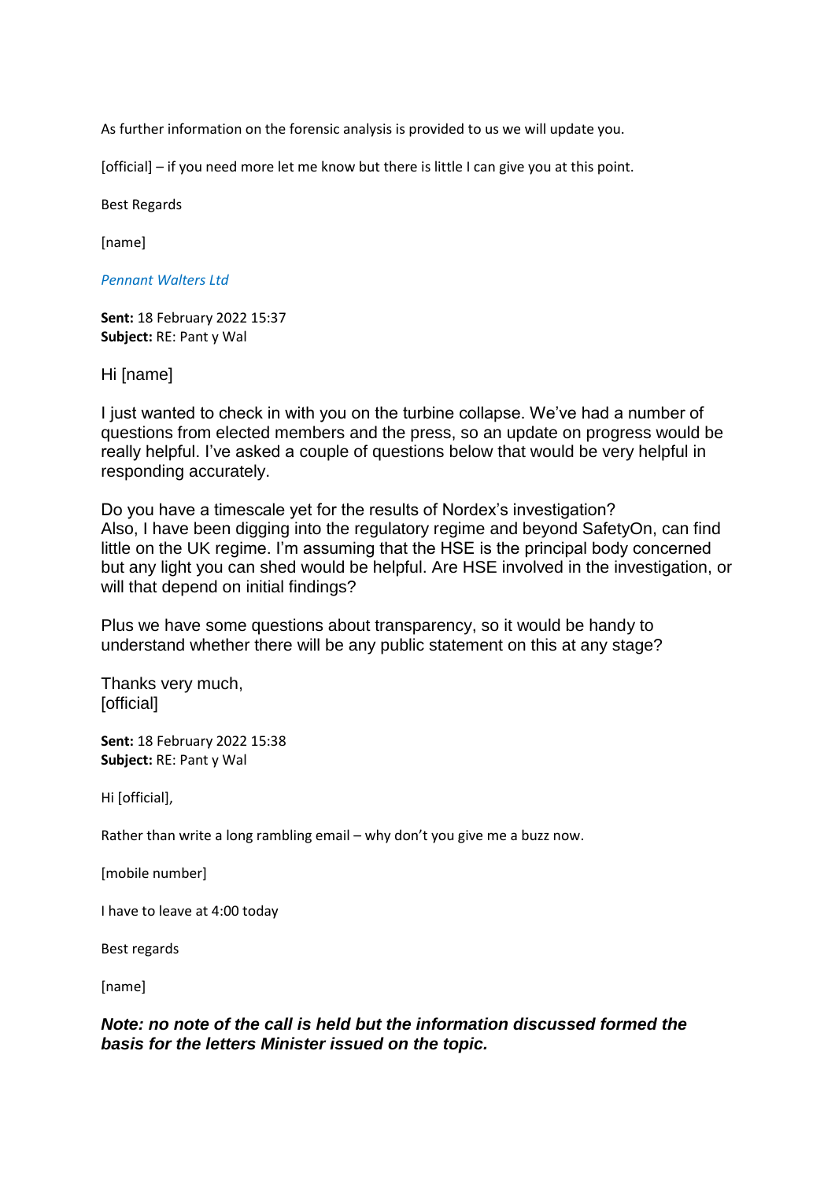As further information on the forensic analysis is provided to us we will update you.

[official] – if you need more let me know but there is little I can give you at this point.

Best Regards

[name]

*Pennant Walters Ltd*

**Sent:** 18 February 2022 15:37
**Subject:** RE: Pant y Wal

Hi [name]

I just wanted to check in with you on the turbine collapse. We've had a number of questions from elected members and the press, so an update on progress would be really helpful. I've asked a couple of questions below that would be very helpful in responding accurately.

Do you have a timescale yet for the results of Nordex's investigation?
Also, I have been digging into the regulatory regime and beyond SafetyOn, can find little on the UK regime. I'm assuming that the HSE is the principal body concerned but any light you can shed would be helpful. Are HSE involved in the investigation, or will that depend on initial findings?

Plus we have some questions about transparency, so it would be handy to understand whether there will be any public statement on this at any stage?

Thanks very much,
[official]

**Sent:** 18 February 2022 15:38
**Subject:** RE: Pant y Wal

Hi [official],

Rather than write a long rambling email – why don't you give me a buzz now.

[mobile number]

I have to leave at 4:00 today

Best regards

[name]

***Note: no note of the call is held but the information discussed formed the basis for the letters Minister issued on the topic.***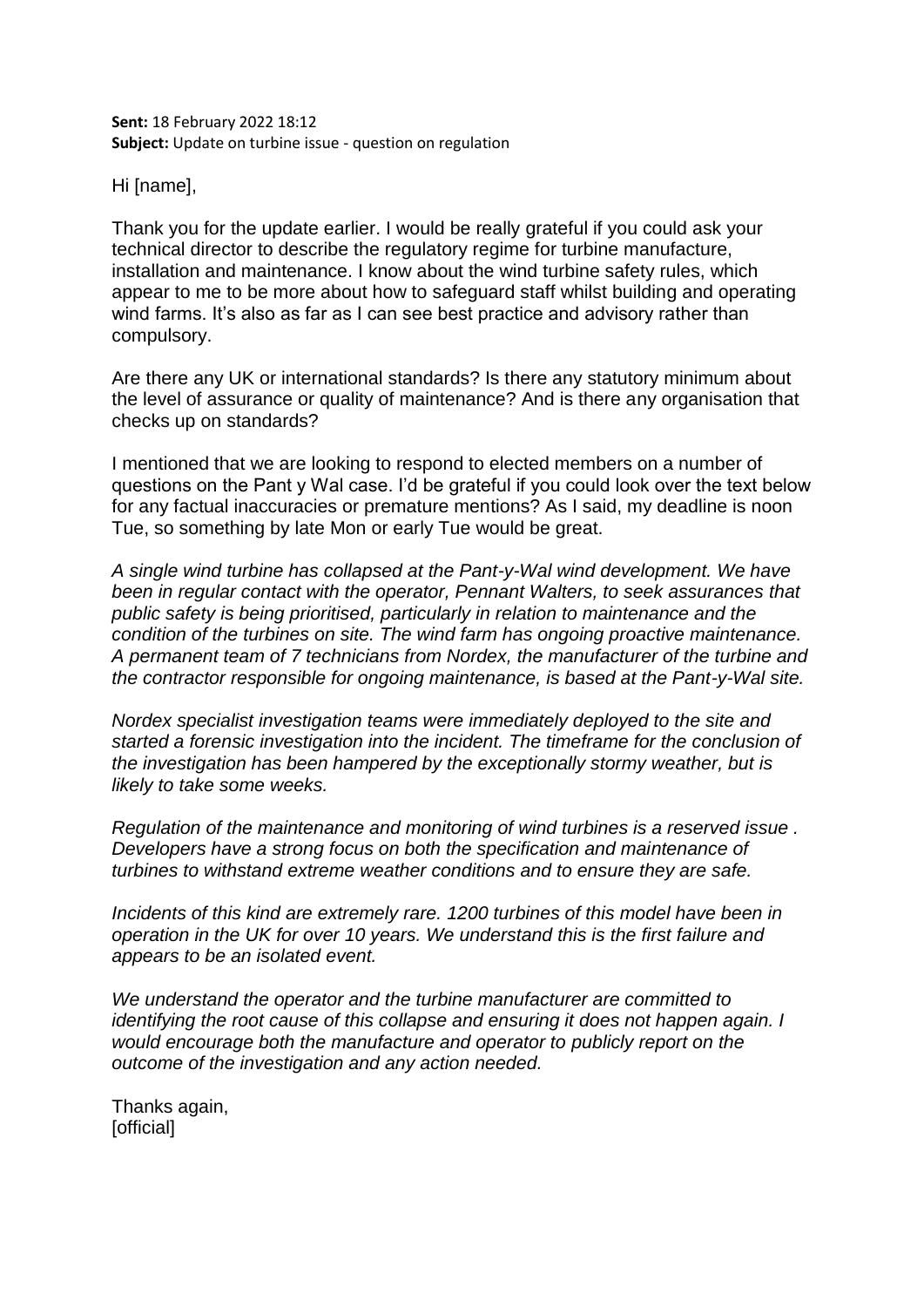**Sent:** 18 February 2022 18:12
**Subject:** Update on turbine issue - question on regulation

Hi [name],

Thank you for the update earlier. I would be really grateful if you could ask your technical director to describe the regulatory regime for turbine manufacture, installation and maintenance. I know about the wind turbine safety rules, which appear to me to be more about how to safeguard staff whilst building and operating wind farms. It's also as far as I can see best practice and advisory rather than compulsory.

Are there any UK or international standards? Is there any statutory minimum about the level of assurance or quality of maintenance? And is there any organisation that checks up on standards?

I mentioned that we are looking to respond to elected members on a number of questions on the Pant y Wal case. I'd be grateful if you could look over the text below for any factual inaccuracies or premature mentions? As I said, my deadline is noon Tue, so something by late Mon or early Tue would be great.

*A single wind turbine has collapsed at the Pant-y-Wal wind development. We have been in regular contact with the operator, Pennant Walters, to seek assurances that public safety is being prioritised, particularly in relation to maintenance and the condition of the turbines on site. The wind farm has ongoing proactive maintenance. A permanent team of 7 technicians from Nordex, the manufacturer of the turbine and the contractor responsible for ongoing maintenance, is based at the Pant-y-Wal site.*

*Nordex specialist investigation teams were immediately deployed to the site and started a forensic investigation into the incident. The timeframe for the conclusion of the investigation has been hampered by the exceptionally stormy weather, but is likely to take some weeks.*

*Regulation of the maintenance and monitoring of wind turbines is a reserved issue . Developers have a strong focus on both the specification and maintenance of turbines to withstand extreme weather conditions and to ensure they are safe.*

*Incidents of this kind are extremely rare. 1200 turbines of this model have been in operation in the UK for over 10 years. We understand this is the first failure and appears to be an isolated event.*

*We understand the operator and the turbine manufacturer are committed to identifying the root cause of this collapse and ensuring it does not happen again. I would encourage both the manufacture and operator to publicly report on the outcome of the investigation and any action needed.*

Thanks again,
[official]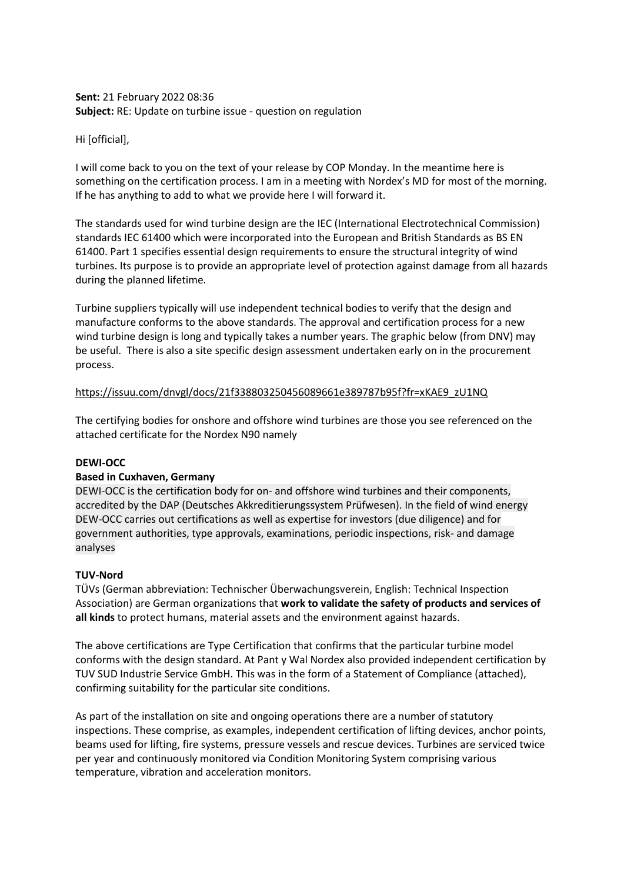**Sent:** 21 February 2022 08:36
**Subject:** RE: Update on turbine issue - question on regulation

Hi [official],

I will come back to you on the text of your release by COP Monday. In the meantime here is something on the certification process. I am in a meeting with Nordex's MD for most of the morning. If he has anything to add to what we provide here I will forward it.

The standards used for wind turbine design are the IEC (International Electrotechnical Commission) standards IEC 61400 which were incorporated into the European and British Standards as BS EN 61400. Part 1 specifies essential design requirements to ensure the structural integrity of wind turbines. Its purpose is to provide an appropriate level of protection against damage from all hazards during the planned lifetime.

Turbine suppliers typically will use independent technical bodies to verify that the design and manufacture conforms to the above standards. The approval and certification process for a new wind turbine design is long and typically takes a number years. The graphic below (from DNV) may be useful. There is also a site specific design assessment undertaken early on in the procurement process.

https://issuu.com/dnvgl/docs/21f338803250456089661e389787b95f?fr=xKAE9_zU1NQ

The certifying bodies for onshore and offshore wind turbines are those you see referenced on the attached certificate for the Nordex N90 namely

**DEWI-OCC**

**Based in Cuxhaven, Germany**

DEWI-OCC is the certification body for on- and offshore wind turbines and their components, accredited by the DAP (Deutsches Akkreditierungssystem Prüfwesen). In the field of wind energy DEW-OCC carries out certifications as well as expertise for investors (due diligence) and for government authorities, type approvals, examinations, periodic inspections, risk- and damage analyses

**TUV-Nord**

TÜVs (German abbreviation: Technischer Überwachungsverein, English: Technical Inspection Association) are German organizations that **work to validate the safety of products and services of all kinds** to protect humans, material assets and the environment against hazards.

The above certifications are Type Certification that confirms that the particular turbine model conforms with the design standard. At Pant y Wal Nordex also provided independent certification by TUV SUD Industrie Service GmbH. This was in the form of a Statement of Compliance (attached), confirming suitability for the particular site conditions.

As part of the installation on site and ongoing operations there are a number of statutory inspections. These comprise, as examples, independent certification of lifting devices, anchor points, beams used for lifting, fire systems, pressure vessels and rescue devices. Turbines are serviced twice per year and continuously monitored via Condition Monitoring System comprising various temperature, vibration and acceleration monitors.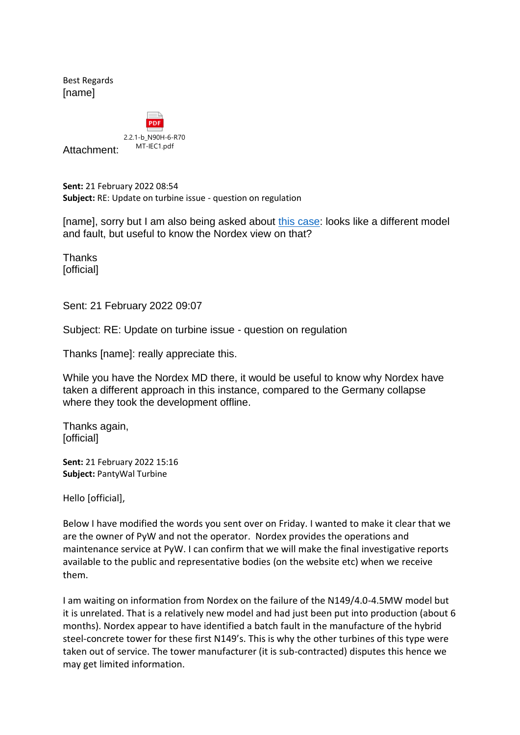Best Regards
[name]

Attachment: 2.2.1-b_N90H-6-R70 MT-IEC1.pdf

**Sent:** 21 February 2022 08:54
**Subject:** RE: Update on turbine issue - question on regulation

[name], sorry but I am also being asked about this case: looks like a different model and fault, but useful to know the Nordex view on that?

Thanks
[official]

Sent: 21 February 2022 09:07

Subject: RE: Update on turbine issue - question on regulation

Thanks [name]: really appreciate this.

While you have the Nordex MD there, it would be useful to know why Nordex have taken a different approach in this instance, compared to the Germany collapse where they took the development offline.

Thanks again,
[official]

**Sent:** 21 February 2022 15:16
**Subject:** PantyWal Turbine

Hello [official],

Below I have modified the words you sent over on Friday. I wanted to make it clear that we are the owner of PyW and not the operator. Nordex provides the operations and maintenance service at PyW. I can confirm that we will make the final investigative reports available to the public and representative bodies (on the website etc) when we receive them.

I am waiting on information from Nordex on the failure of the N149/4.0-4.5MW model but it is unrelated. That is a relatively new model and had just been put into production (about 6 months). Nordex appear to have identified a batch fault in the manufacture of the hybrid steel-concrete tower for these first N149's. This is why the other turbines of this type were taken out of service. The tower manufacturer (it is sub-contracted) disputes this hence we may get limited information.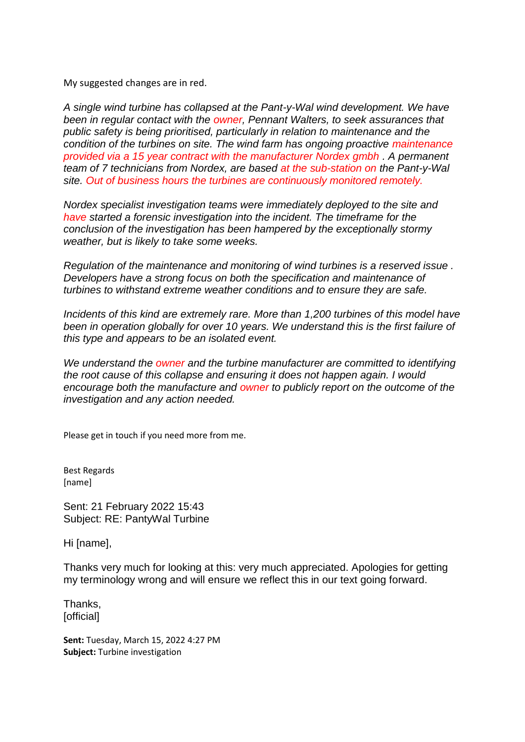My suggested changes are in red.

*A single wind turbine has collapsed at the Pant-y-Wal wind development. We have been in regular contact with the owner, Pennant Walters, to seek assurances that public safety is being prioritised, particularly in relation to maintenance and the condition of the turbines on site. The wind farm has ongoing proactive maintenance provided via a 15 year contract with the manufacturer Nordex gmbh . A permanent team of 7 technicians from Nordex, are based at the sub-station on the Pant-y-Wal site. Out of business hours the turbines are continuously monitored remotely.*

*Nordex specialist investigation teams were immediately deployed to the site and have started a forensic investigation into the incident. The timeframe for the conclusion of the investigation has been hampered by the exceptionally stormy weather, but is likely to take some weeks.*

*Regulation of the maintenance and monitoring of wind turbines is a reserved issue . Developers have a strong focus on both the specification and maintenance of turbines to withstand extreme weather conditions and to ensure they are safe.*

*Incidents of this kind are extremely rare. More than 1,200 turbines of this model have been in operation globally for over 10 years. We understand this is the first failure of this type and appears to be an isolated event.*

*We understand the owner and the turbine manufacturer are committed to identifying the root cause of this collapse and ensuring it does not happen again. I would encourage both the manufacture and owner to publicly report on the outcome of the investigation and any action needed.*

Please get in touch if you need more from me.

Best Regards
[name]

Sent: 21 February 2022 15:43
Subject: RE: PantyWal Turbine

Hi [name],

Thanks very much for looking at this: very much appreciated. Apologies for getting my terminology wrong and will ensure we reflect this in our text going forward.

Thanks,
[official]

**Sent:** Tuesday, March 15, 2022 4:27 PM
**Subject:** Turbine investigation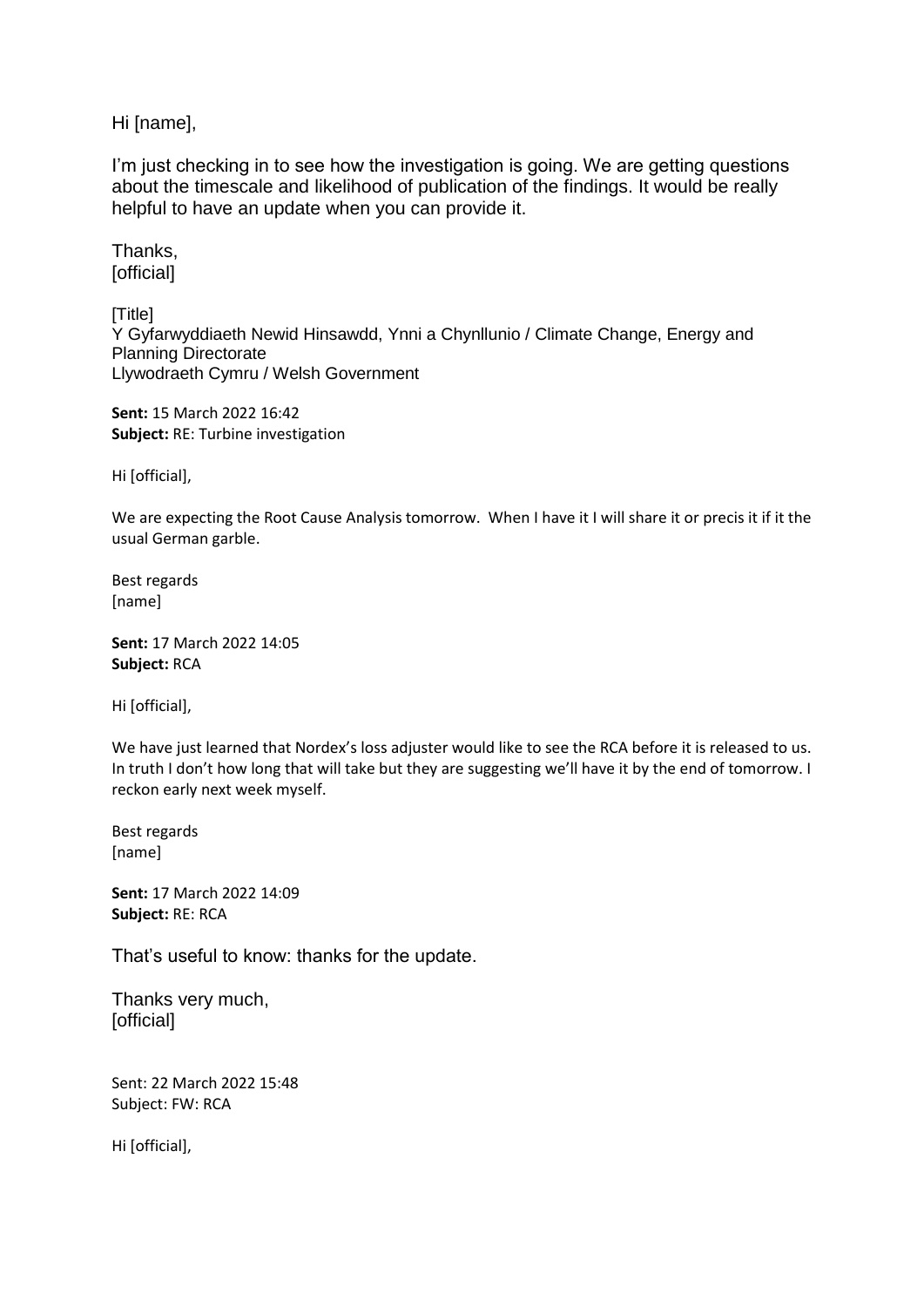Hi [name],

I'm just checking in to see how the investigation is going. We are getting questions about the timescale and likelihood of publication of the findings. It would be really helpful to have an update when you can provide it.

Thanks,
[official]

[Title]
Y Gyfarwyddiaeth Newid Hinsawdd, Ynni a Chynllunio / Climate Change, Energy and Planning Directorate
Llywodraeth Cymru / Welsh Government

**Sent:** 15 March 2022 16:42
**Subject:** RE: Turbine investigation

Hi [official],

We are expecting the Root Cause Analysis tomorrow. When I have it I will share it or precis it if it the usual German garble.

Best regards
[name]

**Sent:** 17 March 2022 14:05
**Subject:** RCA

Hi [official],

We have just learned that Nordex's loss adjuster would like to see the RCA before it is released to us. In truth I don't how long that will take but they are suggesting we'll have it by the end of tomorrow. I reckon early next week myself.

Best regards
[name]

**Sent:** 17 March 2022 14:09
**Subject:** RE: RCA

That's useful to know: thanks for the update.

Thanks very much,
[official]

Sent: 22 March 2022 15:48
Subject: FW: RCA

Hi [official],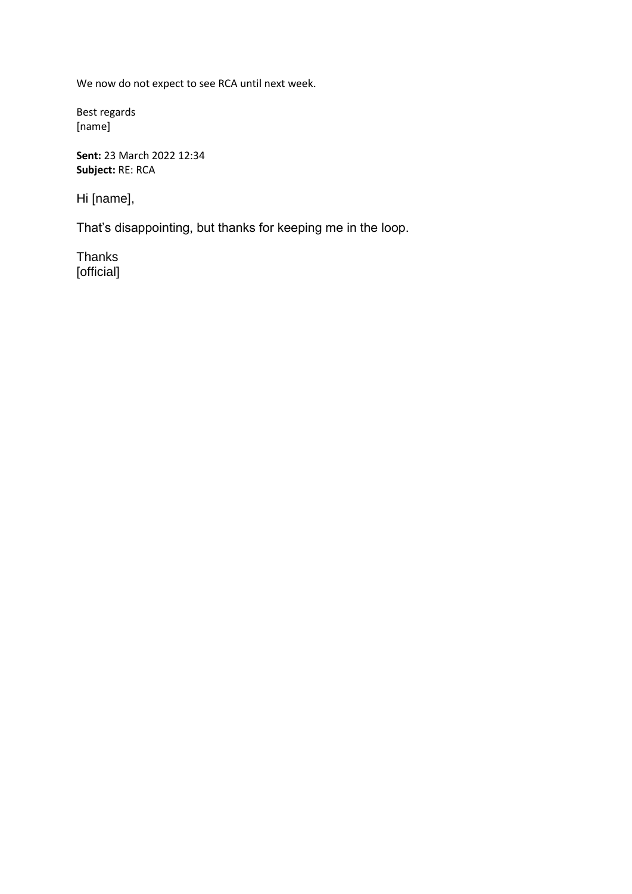We now do not expect to see RCA until next week.

Best regards
[name]

**Sent:** 23 March 2022 12:34
**Subject:** RE: RCA

Hi [name],

That's disappointing, but thanks for keeping me in the loop.

Thanks
[official]